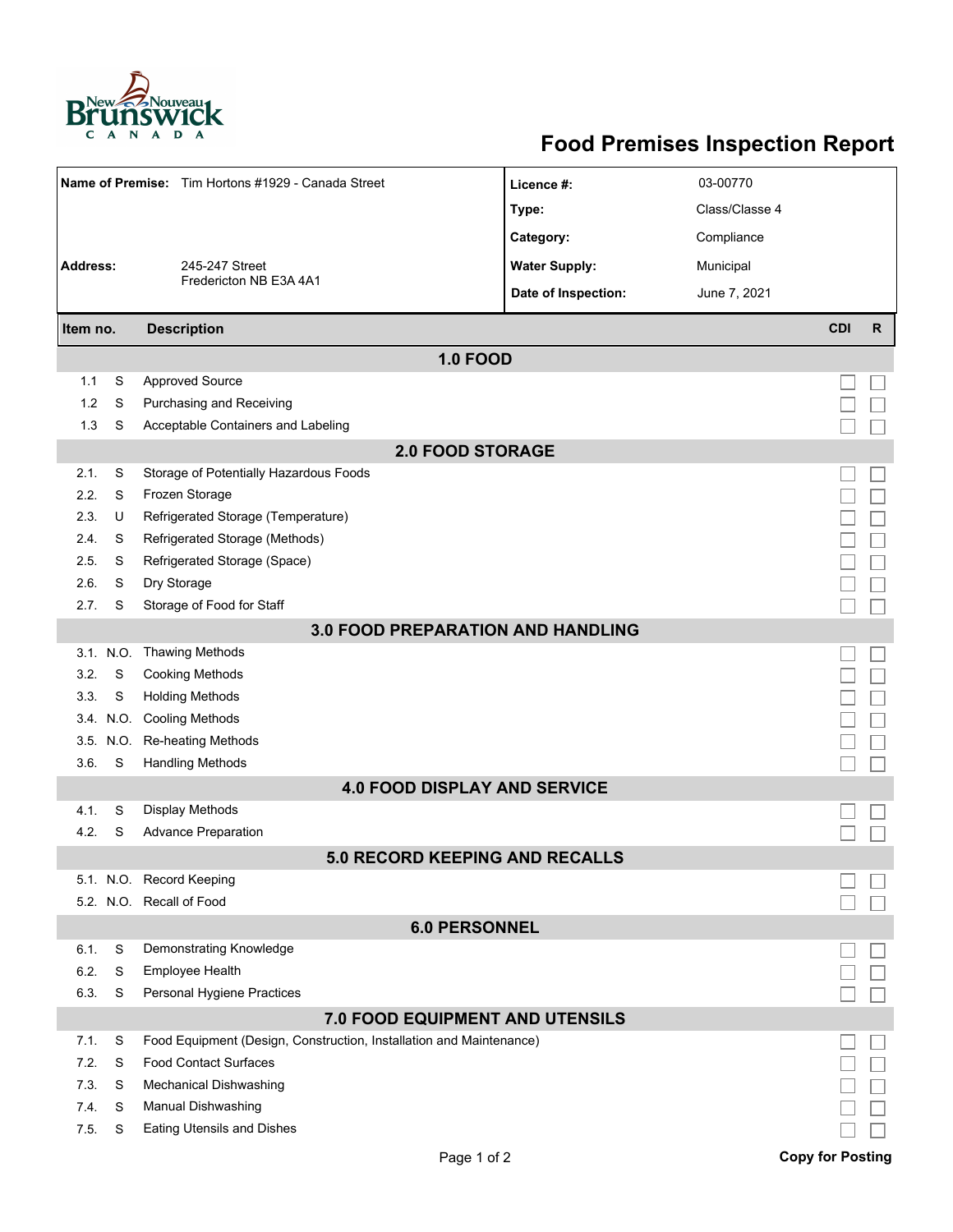# Food Premises Inspection Report

| | | | |
|---|---|---|---|
| **Name of Premise:** | Tim Hortons #1929 - Canada Street | **Licence #:** | 03-00770 |
| | | **Type:** | Class/Classe 4 |
| | | **Category:** | Compliance |
| **Address:** | 245-247 Street<br>Fredericton NB E3A 4A1 | **Water Supply:** | Municipal |
| | | **Date of Inspection:** | June 7, 2021 |

| Item no. | | Description | CDI | R |
|---|---|---|---|---|
| | | **1.0 FOOD** | | |
| 1.1 | S | Approved Source | ☐ | ☐ |
| 1.2 | S | Purchasing and Receiving | ☐ | ☐ |
| 1.3 | S | Acceptable Containers and Labeling | ☐ | ☐ |
| | | **2.0 FOOD STORAGE** | | |
| 2.1. | S | Storage of Potentially Hazardous Foods | ☐ | ☐ |
| 2.2. | S | Frozen Storage | ☐ | ☐ |
| 2.3. | U | Refrigerated Storage (Temperature) | ☐ | ☐ |
| 2.4. | S | Refrigerated Storage (Methods) | ☐ | ☐ |
| 2.5. | S | Refrigerated Storage (Space) | ☐ | ☐ |
| 2.6. | S | Dry Storage | ☐ | ☐ |
| 2.7. | S | Storage of Food for Staff | ☐ | ☐ |
| | | **3.0 FOOD PREPARATION AND HANDLING** | | |
| 3.1. | N.O. | Thawing Methods | ☐ | ☐ |
| 3.2. | S | Cooking Methods | ☐ | ☐ |
| 3.3. | S | Holding Methods | ☐ | ☐ |
| 3.4. | N.O. | Cooling Methods | ☐ | ☐ |
| 3.5. | N.O. | Re-heating Methods | ☐ | ☐ |
| 3.6. | S | Handling Methods | ☐ | ☐ |
| | | **4.0 FOOD DISPLAY AND SERVICE** | | |
| 4.1. | S | Display Methods | ☐ | ☐ |
| 4.2. | S | Advance Preparation | ☐ | ☐ |
| | | **5.0 RECORD KEEPING AND RECALLS** | | |
| 5.1. | N.O. | Record Keeping | ☐ | ☐ |
| 5.2. | N.O. | Recall of Food | ☐ | ☐ |
| | | **6.0 PERSONNEL** | | |
| 6.1. | S | Demonstrating Knowledge | ☐ | ☐ |
| 6.2. | S | Employee Health | ☐ | ☐ |
| 6.3. | S | Personal Hygiene Practices | ☐ | ☐ |
| | | **7.0 FOOD EQUIPMENT AND UTENSILS** | | |
| 7.1. | S | Food Equipment (Design, Construction, Installation and Maintenance) | ☐ | ☐ |
| 7.2. | S | Food Contact Surfaces | ☐ | ☐ |
| 7.3. | S | Mechanical Dishwashing | ☐ | ☐ |
| 7.4. | S | Manual Dishwashing | ☐ | ☐ |
| 7.5. | S | Eating Utensils and Dishes | ☐ | ☐ |

**Copy for Posting**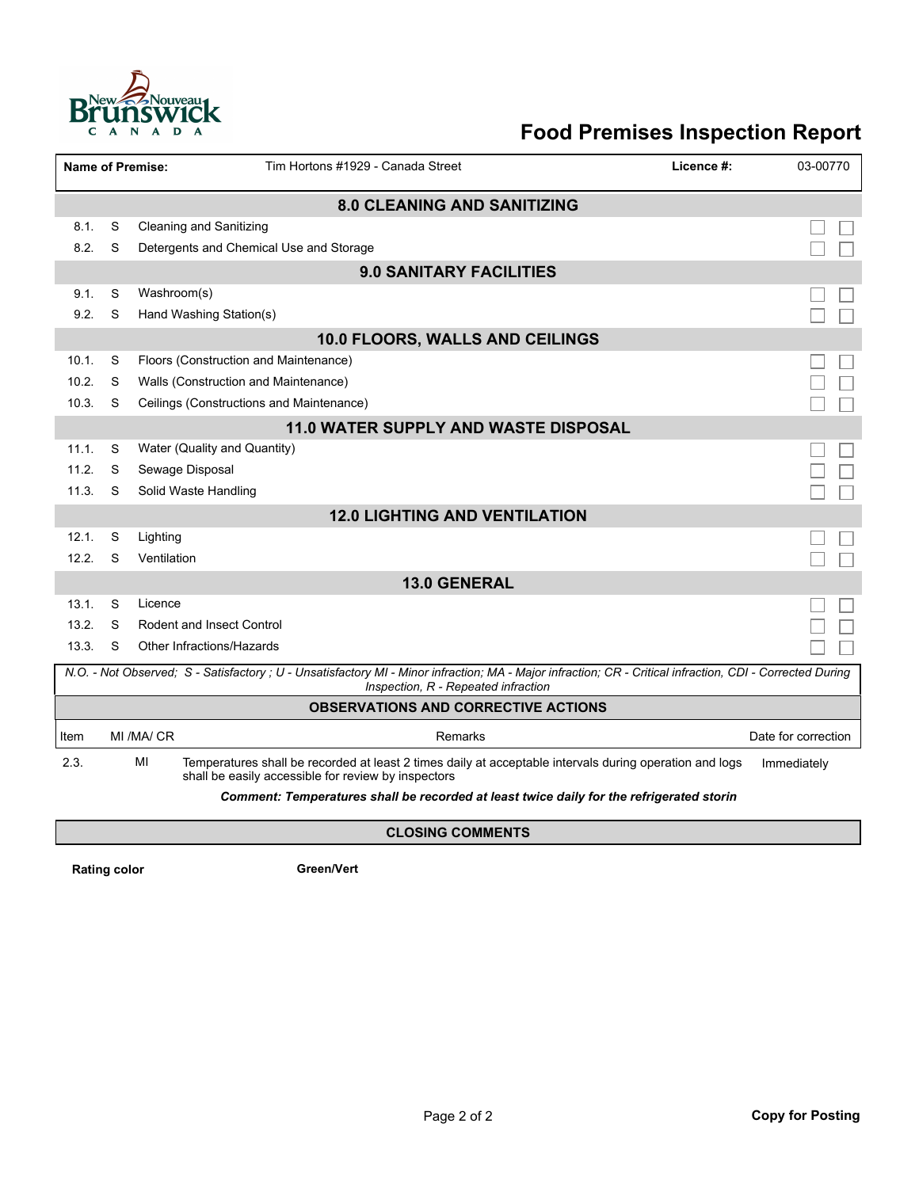# Food Premises Inspection Report

| Name of Premise: | Tim Hortons #1929 - Canada Street | Licence #: | 03-00770 |
|---|---|---|---|

## 8.0 CLEANING AND SANITIZING

| | | | | |
|---|---|---|---|---|
| 8.1. | S | Cleaning and Sanitizing | ☐ | ☐ |
| 8.2. | S | Detergents and Chemical Use and Storage | ☐ | ☐ |

## 9.0 SANITARY FACILITIES

| | | | | |
|---|---|---|---|---|
| 9.1. | S | Washroom(s) | ☐ | ☐ |
| 9.2. | S | Hand Washing Station(s) | ☐ | ☐ |

## 10.0 FLOORS, WALLS AND CEILINGS

| | | | | |
|---|---|---|---|---|
| 10.1. | S | Floors (Construction and Maintenance) | ☐ | ☐ |
| 10.2. | S | Walls (Construction and Maintenance) | ☐ | ☐ |
| 10.3. | S | Ceilings (Constructions and Maintenance) | ☐ | ☐ |

## 11.0 WATER SUPPLY AND WASTE DISPOSAL

| | | | | |
|---|---|---|---|---|
| 11.1. | S | Water (Quality and Quantity) | ☐ | ☐ |
| 11.2. | S | Sewage Disposal | ☐ | ☐ |
| 11.3. | S | Solid Waste Handling | ☐ | ☐ |

## 12.0 LIGHTING AND VENTILATION

| | | | | |
|---|---|---|---|---|
| 12.1. | S | Lighting | ☐ | ☐ |
| 12.2. | S | Ventilation | ☐ | ☐ |

## 13.0 GENERAL

| | | | | |
|---|---|---|---|---|
| 13.1. | S | Licence | ☐ | ☐ |
| 13.2. | S | Rodent and Insect Control | ☐ | ☐ |
| 13.3. | S | Other Infractions/Hazards | ☐ | ☐ |

*N.O. - Not Observed; S - Satisfactory ; U - Unsatisfactory MI - Minor infraction; MA - Major infraction; CR - Critical infraction, CDI - Corrected During Inspection, R - Repeated infraction*

## OBSERVATIONS AND CORRECTIVE ACTIONS

| Item | MI /MA/ CR | Remarks | Date for correction |
|---|---|---|---|
| 2.3. | MI | Temperatures shall be recorded at least 2 times daily at acceptable intervals during operation and logs shall be easily accessible for review by inspectors | Immediately |

***Comment: Temperatures shall be recorded at least twice daily for the refrigerated storin***

## CLOSING COMMENTS

**Rating color** **Green/Vert**

**Copy for Posting**